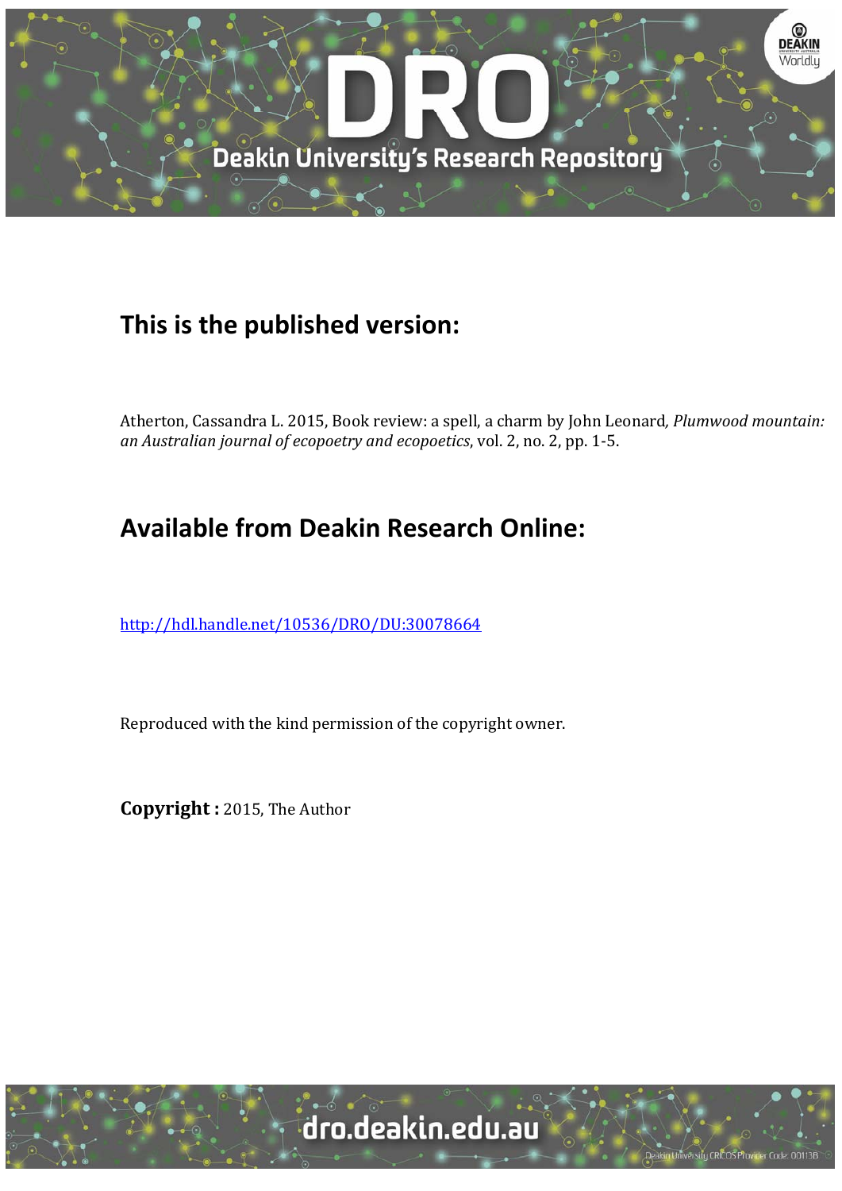## This is the published version:

Atherton, Cassandra L. 2015, Book review: a spell, a charm by John Leonard, *Plumwood mountain: an Australian journal of ecopoetry and ecopoetics*, vol. 2, no. 2, pp. 1-5.

## Available from Deakin Research Online:

http://hdl.handle.net/10536/DRO/DU:30078664

Reproduced with the kind permission of the copyright owner.

**Copyright :** 2015, The Author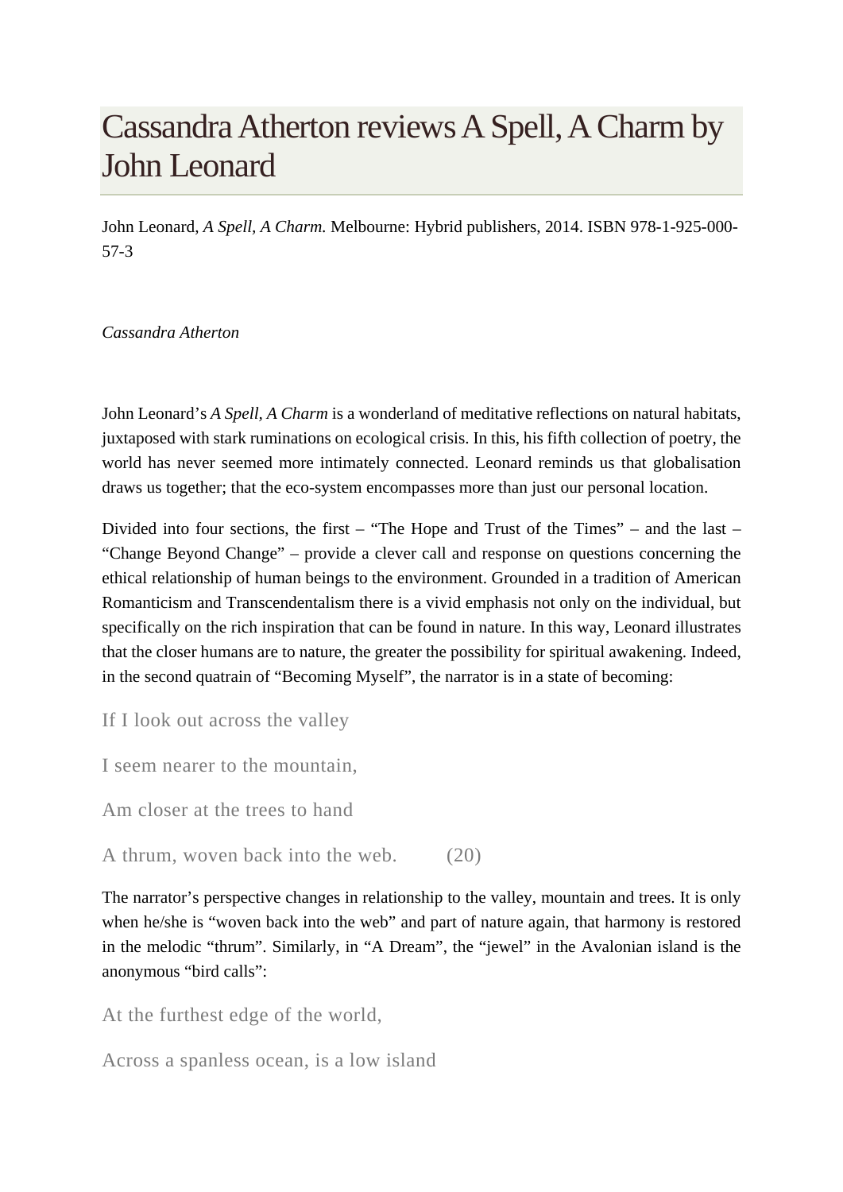# Cassandra Atherton reviews A Spell, A Charm by John Leonard

John Leonard, *A Spell, A Charm.* Melbourne: Hybrid publishers, 2014. ISBN 978-1-925-000-57-3

*Cassandra Atherton*

John Leonard's *A Spell, A Charm* is a wonderland of meditative reflections on natural habitats, juxtaposed with stark ruminations on ecological crisis. In this, his fifth collection of poetry, the world has never seemed more intimately connected. Leonard reminds us that globalisation draws us together; that the eco-system encompasses more than just our personal location.

Divided into four sections, the first – "The Hope and Trust of the Times" – and the last – "Change Beyond Change" – provide a clever call and response on questions concerning the ethical relationship of human beings to the environment. Grounded in a tradition of American Romanticism and Transcendentalism there is a vivid emphasis not only on the individual, but specifically on the rich inspiration that can be found in nature. In this way, Leonard illustrates that the closer humans are to nature, the greater the possibility for spiritual awakening. Indeed, in the second quatrain of "Becoming Myself", the narrator is in a state of becoming:

If I look out across the valley

I seem nearer to the mountain,

Am closer at the trees to hand

A thrum, woven back into the web. (20)

The narrator's perspective changes in relationship to the valley, mountain and trees. It is only when he/she is "woven back into the web" and part of nature again, that harmony is restored in the melodic "thrum". Similarly, in "A Dream", the "jewel" in the Avalonian island is the anonymous "bird calls":

At the furthest edge of the world,

Across a spanless ocean, is a low island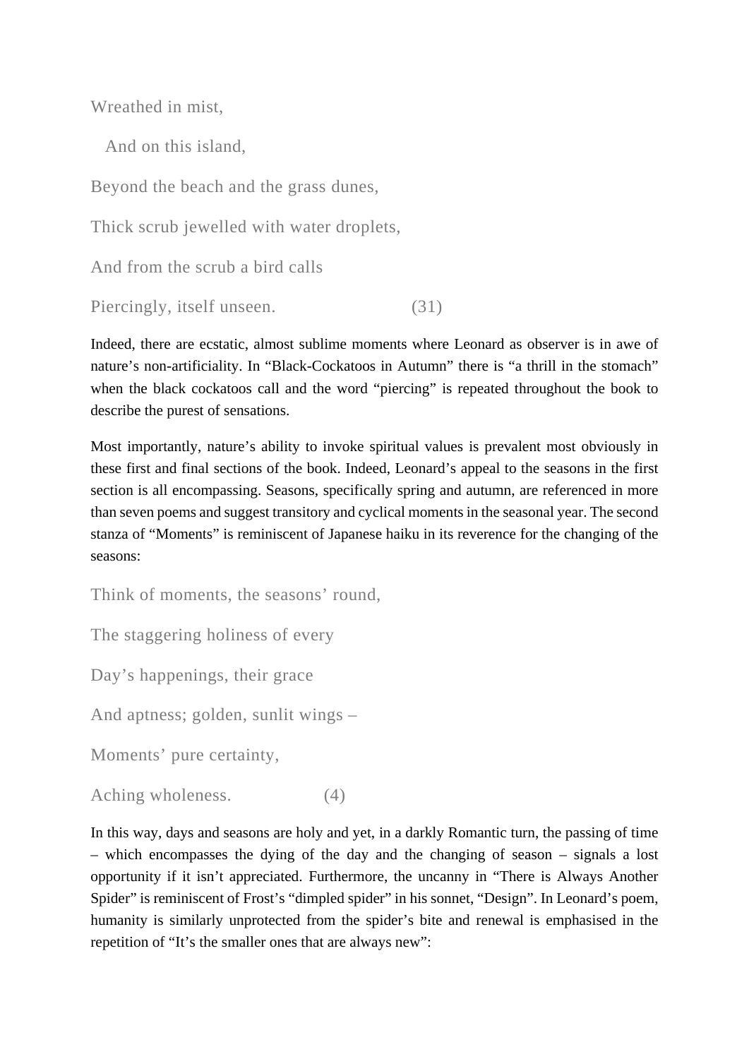Wreathed in mist,

And on this island,

Beyond the beach and the grass dunes,

Thick scrub jewelled with water droplets,

And from the scrub a bird calls

Piercingly, itself unseen. (31)

Indeed, there are ecstatic, almost sublime moments where Leonard as observer is in awe of nature's non-artificiality. In "Black-Cockatoos in Autumn" there is "a thrill in the stomach" when the black cockatoos call and the word "piercing" is repeated throughout the book to describe the purest of sensations.

Most importantly, nature's ability to invoke spiritual values is prevalent most obviously in these first and final sections of the book. Indeed, Leonard's appeal to the seasons in the first section is all encompassing. Seasons, specifically spring and autumn, are referenced in more than seven poems and suggest transitory and cyclical moments in the seasonal year. The second stanza of "Moments" is reminiscent of Japanese haiku in its reverence for the changing of the seasons:

Think of moments, the seasons' round,

The staggering holiness of every

Day's happenings, their grace

And aptness; golden, sunlit wings –

Moments' pure certainty,

Aching wholeness. (4)

In this way, days and seasons are holy and yet, in a darkly Romantic turn, the passing of time – which encompasses the dying of the day and the changing of season – signals a lost opportunity if it isn't appreciated. Furthermore, the uncanny in "There is Always Another Spider" is reminiscent of Frost's "dimpled spider" in his sonnet, "Design". In Leonard's poem, humanity is similarly unprotected from the spider's bite and renewal is emphasised in the repetition of "It's the smaller ones that are always new":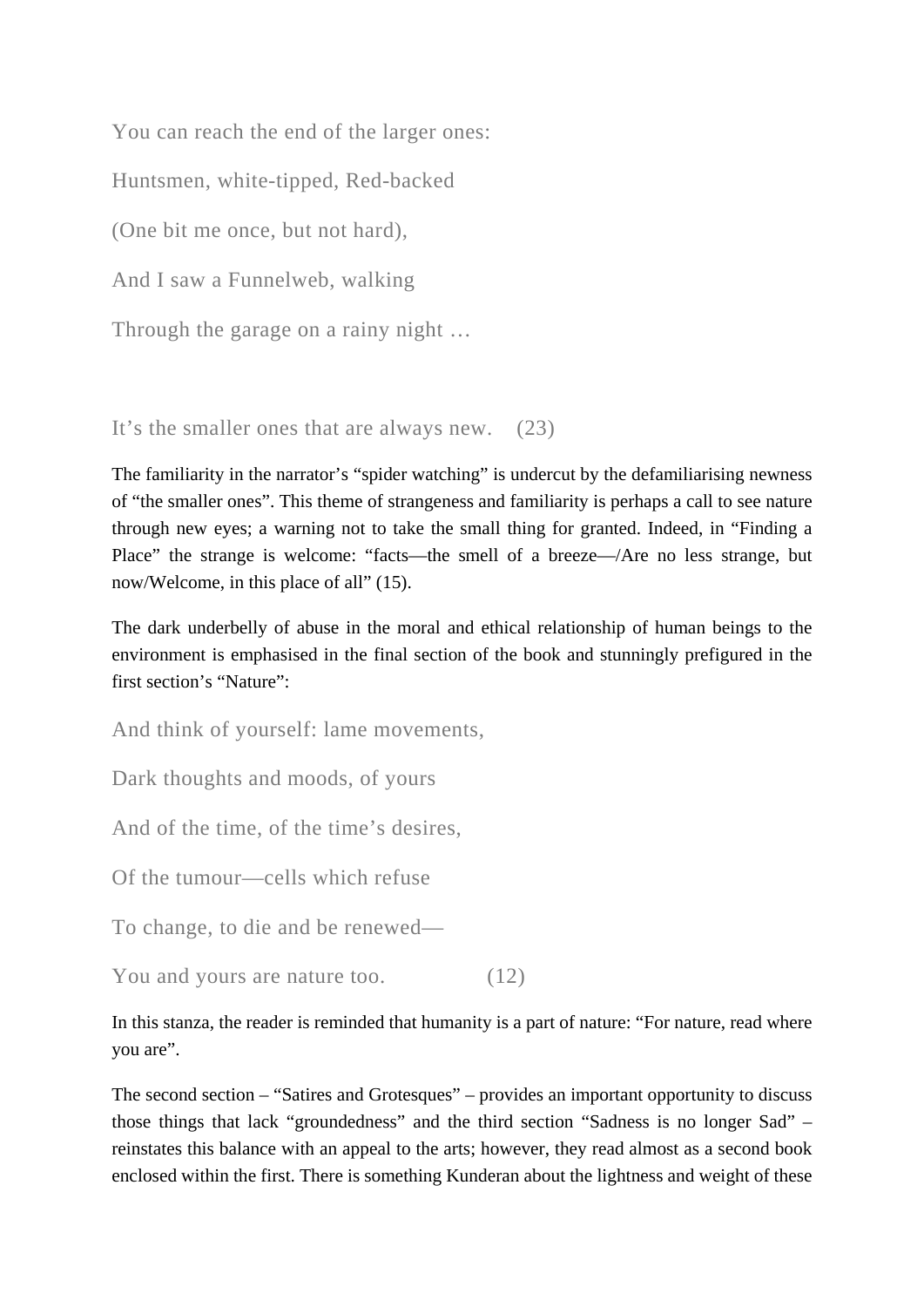You can reach the end of the larger ones:

Huntsmen, white-tipped, Red-backed

(One bit me once, but not hard),

And I saw a Funnelweb, walking

Through the garage on a rainy night …

It's the smaller ones that are always new. (23)

The familiarity in the narrator's "spider watching" is undercut by the defamiliarising newness of "the smaller ones". This theme of strangeness and familiarity is perhaps a call to see nature through new eyes; a warning not to take the small thing for granted. Indeed, in "Finding a Place" the strange is welcome: "facts—the smell of a breeze—/Are no less strange, but now/Welcome, in this place of all" (15).

The dark underbelly of abuse in the moral and ethical relationship of human beings to the environment is emphasised in the final section of the book and stunningly prefigured in the first section's "Nature":

And think of yourself: lame movements,

Dark thoughts and moods, of yours

And of the time, of the time's desires,

Of the tumour—cells which refuse

To change, to die and be renewed—

You and yours are nature too. (12)

In this stanza, the reader is reminded that humanity is a part of nature: "For nature, read where you are".

The second section – "Satires and Grotesques" – provides an important opportunity to discuss those things that lack "groundedness" and the third section "Sadness is no longer Sad" – reinstates this balance with an appeal to the arts; however, they read almost as a second book enclosed within the first. There is something Kunderan about the lightness and weight of these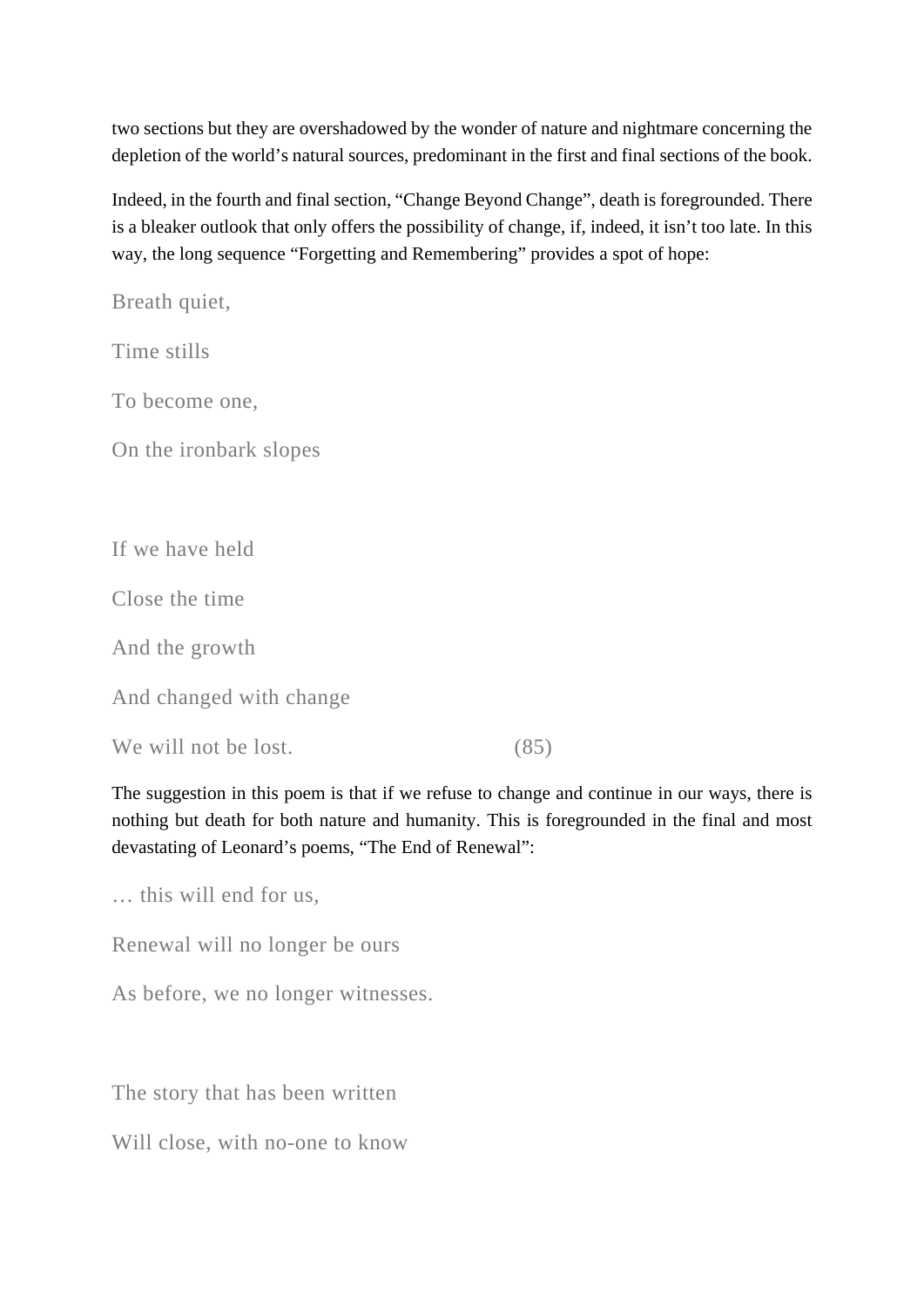two sections but they are overshadowed by the wonder of nature and nightmare concerning the depletion of the world's natural sources, predominant in the first and final sections of the book.

Indeed, in the fourth and final section, "Change Beyond Change", death is foregrounded. There is a bleaker outlook that only offers the possibility of change, if, indeed, it isn't too late. In this way, the long sequence "Forgetting and Remembering" provides a spot of hope:

Breath quiet,

Time stills

To become one,

On the ironbark slopes

If we have held

Close the time

And the growth

And changed with change

We will not be lost. (85)

The suggestion in this poem is that if we refuse to change and continue in our ways, there is nothing but death for both nature and humanity. This is foregrounded in the final and most devastating of Leonard's poems, "The End of Renewal":

… this will end for us,

Renewal will no longer be ours

As before, we no longer witnesses.

The story that has been written

Will close, with no-one to know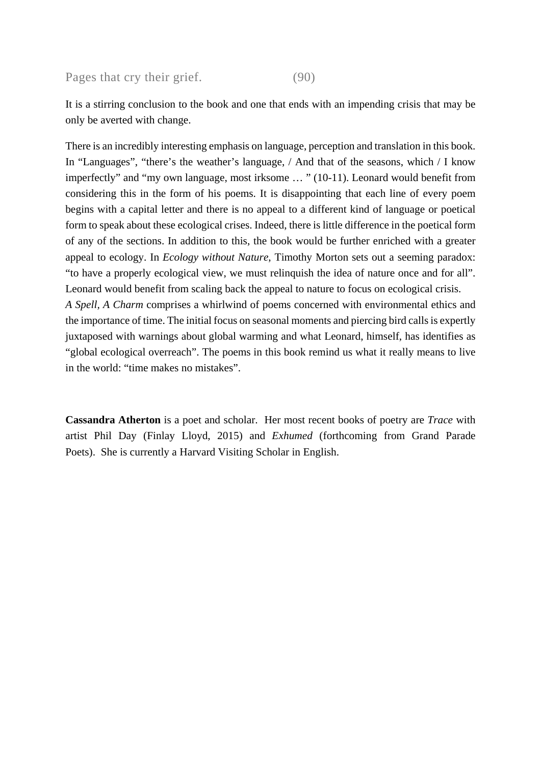Pages that cry their grief. (90)

It is a stirring conclusion to the book and one that ends with an impending crisis that may be only be averted with change.

There is an incredibly interesting emphasis on language, perception and translation in this book. In "Languages", "there's the weather's language, / And that of the seasons, which / I know imperfectly" and "my own language, most irksome … " (10-11). Leonard would benefit from considering this in the form of his poems. It is disappointing that each line of every poem begins with a capital letter and there is no appeal to a different kind of language or poetical form to speak about these ecological crises. Indeed, there is little difference in the poetical form of any of the sections. In addition to this, the book would be further enriched with a greater appeal to ecology. In *Ecology without Nature*, Timothy Morton sets out a seeming paradox: "to have a properly ecological view, we must relinquish the idea of nature once and for all". Leonard would benefit from scaling back the appeal to nature to focus on ecological crisis.
*A Spell, A Charm* comprises a whirlwind of poems concerned with environmental ethics and the importance of time. The initial focus on seasonal moments and piercing bird calls is expertly juxtaposed with warnings about global warming and what Leonard, himself, has identifies as "global ecological overreach". The poems in this book remind us what it really means to live in the world: "time makes no mistakes".

**Cassandra Atherton** is a poet and scholar. Her most recent books of poetry are *Trace* with artist Phil Day (Finlay Lloyd, 2015) and *Exhumed* (forthcoming from Grand Parade Poets). She is currently a Harvard Visiting Scholar in English.